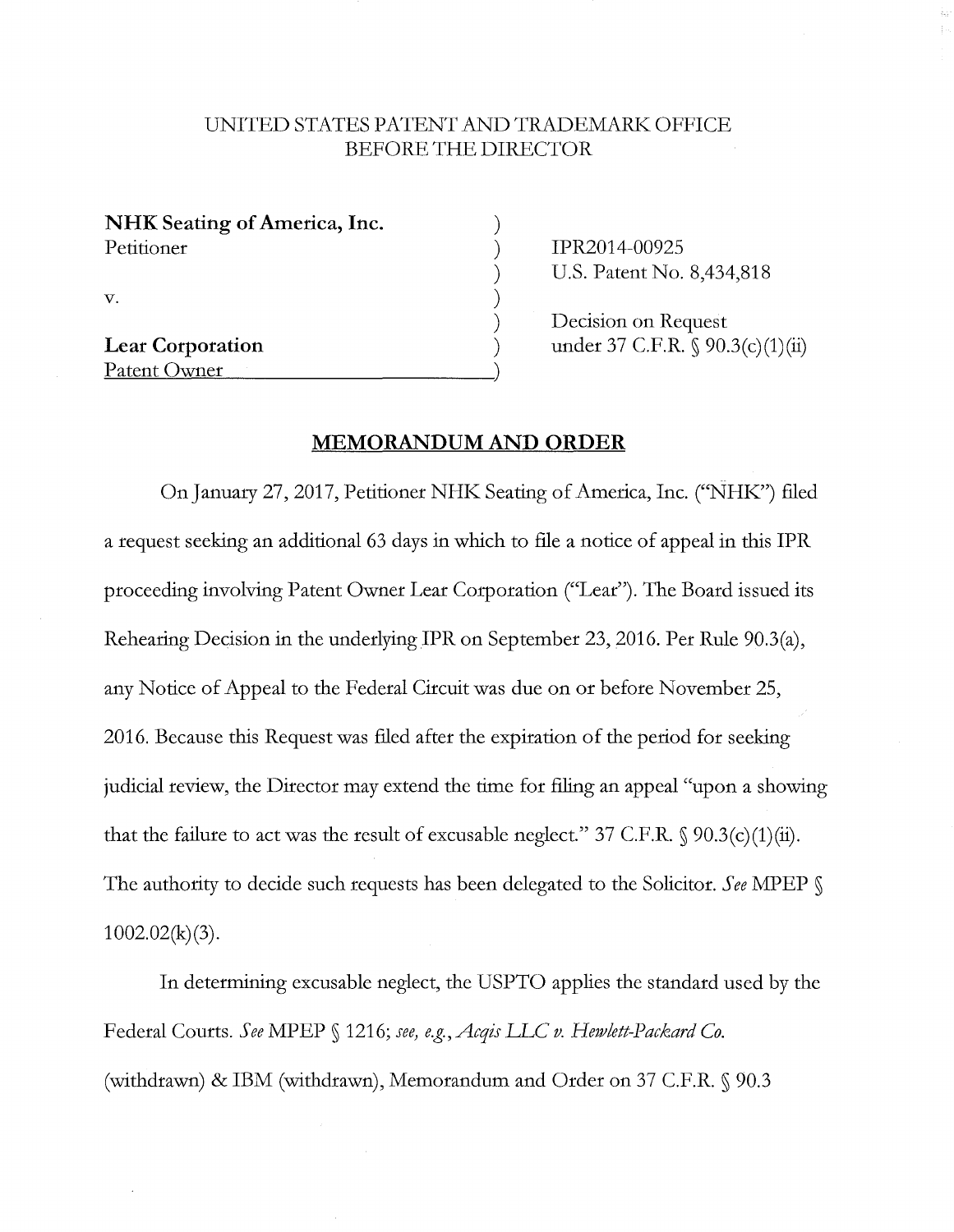UNITED STATES PATENT AND TRADEMARK OFFICE
BEFORE THE DIRECTOR

| | | |
|---|---|---|
| **NHK Seating of America, Inc.** | ) | |
| Petitioner | ) | IPR2014-00925 |
| | ) | U.S. Patent No. 8,434,818 |
| v. | ) | |
| | ) | Decision on Request |
| **Lear Corporation** | ) | under 37 C.F.R. § 90.3(c)(1)(ii) |
| Patent Owner | ) | |

## MEMORANDUM AND ORDER

On January 27, 2017, Petitioner NHK Seating of America, Inc. ("NHK") filed a request seeking an additional 63 days in which to file a notice of appeal in this IPR proceeding involving Patent Owner Lear Corporation ("Lear"). The Board issued its Rehearing Decision in the underlying IPR on September 23, 2016. Per Rule 90.3(a), any Notice of Appeal to the Federal Circuit was due on or before November 25, 2016. Because this Request was filed after the expiration of the period for seeking judicial review, the Director may extend the time for filing an appeal "upon a showing that the failure to act was the result of excusable neglect." 37 C.F.R. § 90.3(c)(1)(ii). The authority to decide such requests has been delegated to the Solicitor. *See* MPEP § 1002.02(k)(3).

In determining excusable neglect, the USPTO applies the standard used by the Federal Courts. *See* MPEP § 1216; *see, e.g., Acqis LLC v. Hewlett-Packard Co.* (withdrawn) & IBM (withdrawn), Memorandum and Order on 37 C.F.R. § 90.3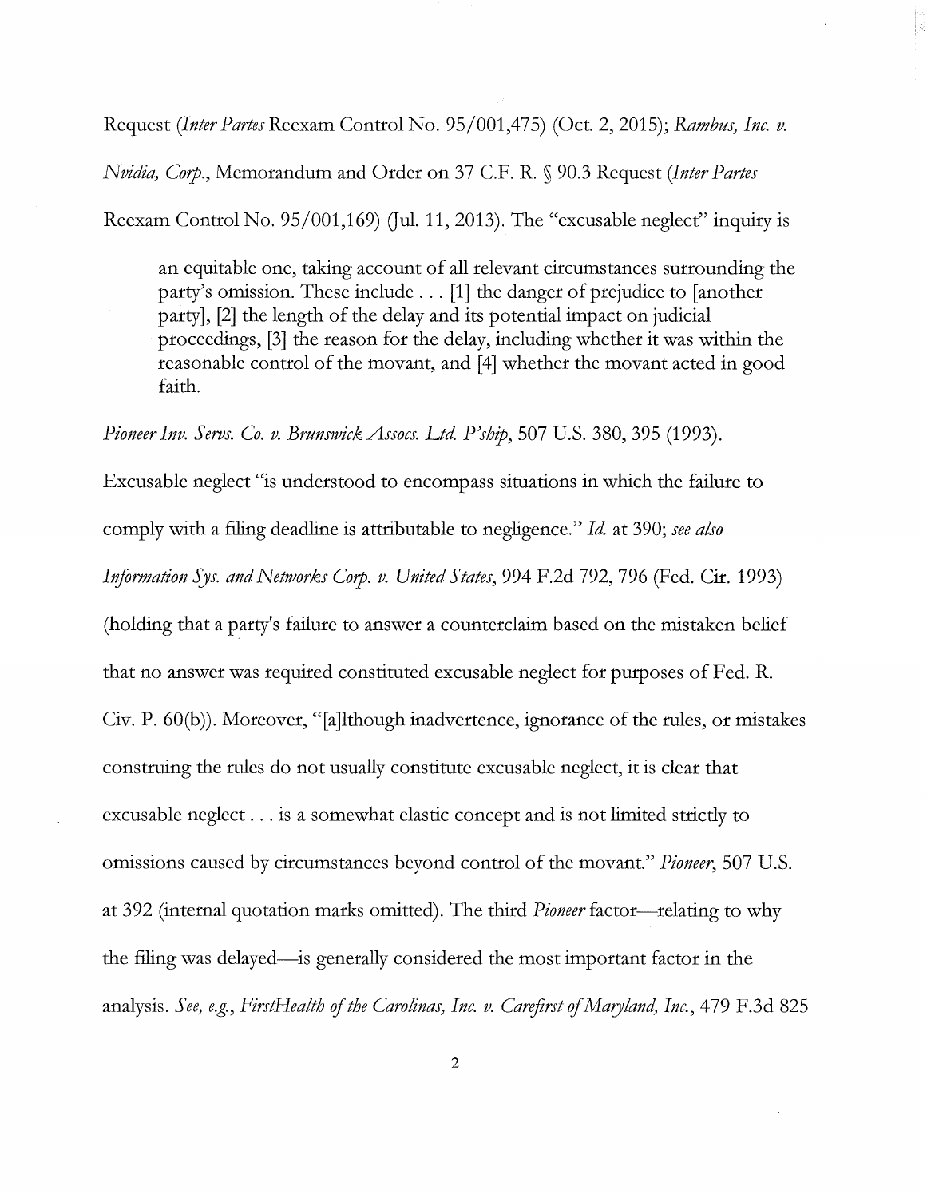Request (*Inter Partes* Reexam Control No. 95/001,475) (Oct. 2, 2015); *Rambus, Inc. v. Nvidia, Corp.*, Memorandum and Order on 37 C.F. R. § 90.3 Request (*Inter Partes* Reexam Control No. 95/001,169) (Jul. 11, 2013). The "excusable neglect" inquiry is

> an equitable one, taking account of all relevant circumstances surrounding the party's omission. These include . . . [1] the danger of prejudice to [another party], [2] the length of the delay and its potential impact on judicial proceedings, [3] the reason for the delay, including whether it was within the reasonable control of the movant, and [4] whether the movant acted in good faith.

*Pioneer Inv. Servs. Co. v. Brunswick Assocs. Ltd. P'ship*, 507 U.S. 380, 395 (1993). Excusable neglect "is understood to encompass situations in which the failure to comply with a filing deadline is attributable to negligence." *Id.* at 390; *see also Information Sys. and Networks Corp. v. United States*, 994 F.2d 792, 796 (Fed. Cir. 1993) (holding that a party's failure to answer a counterclaim based on the mistaken belief that no answer was required constituted excusable neglect for purposes of Fed. R. Civ. P. 60(b)). Moreover, "[a]lthough inadvertence, ignorance of the rules, or mistakes construing the rules do not usually constitute excusable neglect, it is clear that excusable neglect . . . is a somewhat elastic concept and is not limited strictly to omissions caused by circumstances beyond control of the movant." *Pioneer*, 507 U.S. at 392 (internal quotation marks omitted). The third *Pioneer* factor—relating to why the filing was delayed—is generally considered the most important factor in the analysis. *See, e.g.*, *FirstHealth of the Carolinas, Inc. v. Carefirst of Maryland, Inc.*, 479 F.3d 825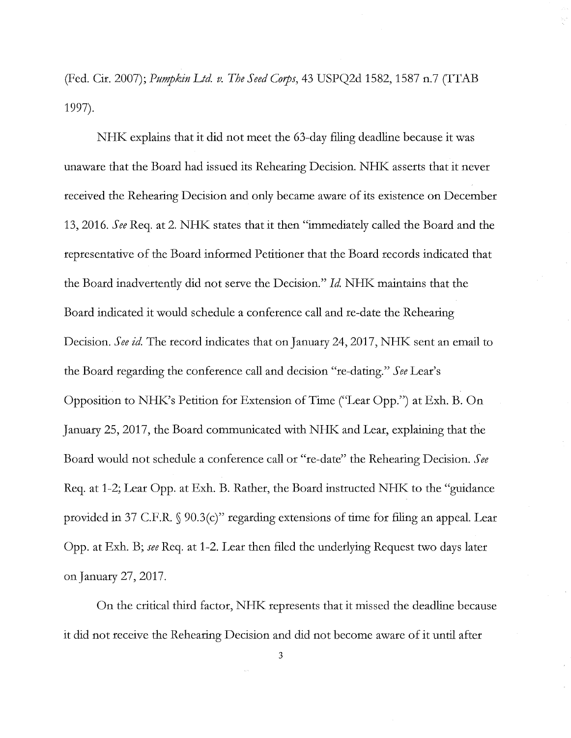(Fed. Cir. 2007); *Pumpkin Ltd. v. The Seed Corps*, 43 USPQ2d 1582, 1587 n.7 (TTAB 1997).

NHK explains that it did not meet the 63-day filing deadline because it was unaware that the Board had issued its Rehearing Decision. NHK asserts that it never received the Rehearing Decision and only became aware of its existence on December 13, 2016. *See* Req. at 2. NHK states that it then "immediately called the Board and the representative of the Board informed Petitioner that the Board records indicated that the Board inadvertently did not serve the Decision." *Id.* NHK maintains that the Board indicated it would schedule a conference call and re-date the Rehearing Decision. *See id.* The record indicates that on January 24, 2017, NHK sent an email to the Board regarding the conference call and decision "re-dating." *See* Lear's Opposition to NHK's Petition for Extension of Time ("Lear Opp.") at Exh. B. On January 25, 2017, the Board communicated with NHK and Lear, explaining that the Board would not schedule a conference call or "re-date" the Rehearing Decision. *See* Req. at 1-2; Lear Opp. at Exh. B. Rather, the Board instructed NHK to the "guidance provided in 37 C.F.R. § 90.3(c)" regarding extensions of time for filing an appeal. Lear Opp. at Exh. B; *see* Req. at 1-2. Lear then filed the underlying Request two days later on January 27, 2017.

On the critical third factor, NHK represents that it missed the deadline because it did not receive the Rehearing Decision and did not become aware of it until after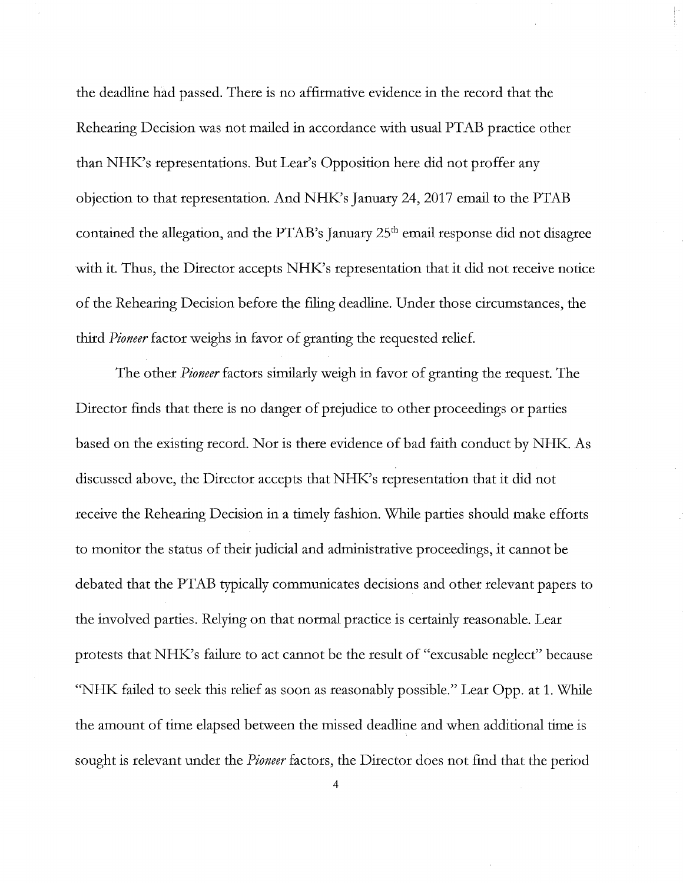the deadline had passed. There is no affirmative evidence in the record that the Rehearing Decision was not mailed in accordance with usual PTAB practice other than NHK's representations. But Lear's Opposition here did not proffer any objection to that representation. And NHK's January 24, 2017 email to the PTAB contained the allegation, and the PTAB's January 25th email response did not disagree with it. Thus, the Director accepts NHK's representation that it did not receive notice of the Rehearing Decision before the filing deadline. Under those circumstances, the third *Pioneer* factor weighs in favor of granting the requested relief.

The other *Pioneer* factors similarly weigh in favor of granting the request. The Director finds that there is no danger of prejudice to other proceedings or parties based on the existing record. Nor is there evidence of bad faith conduct by NHK. As discussed above, the Director accepts that NHK's representation that it did not receive the Rehearing Decision in a timely fashion. While parties should make efforts to monitor the status of their judicial and administrative proceedings, it cannot be debated that the PTAB typically communicates decisions and other relevant papers to the involved parties. Relying on that normal practice is certainly reasonable. Lear protests that NHK's failure to act cannot be the result of "excusable neglect" because "NHK failed to seek this relief as soon as reasonably possible." Lear Opp. at 1. While the amount of time elapsed between the missed deadline and when additional time is sought is relevant under the *Pioneer* factors, the Director does not find that the period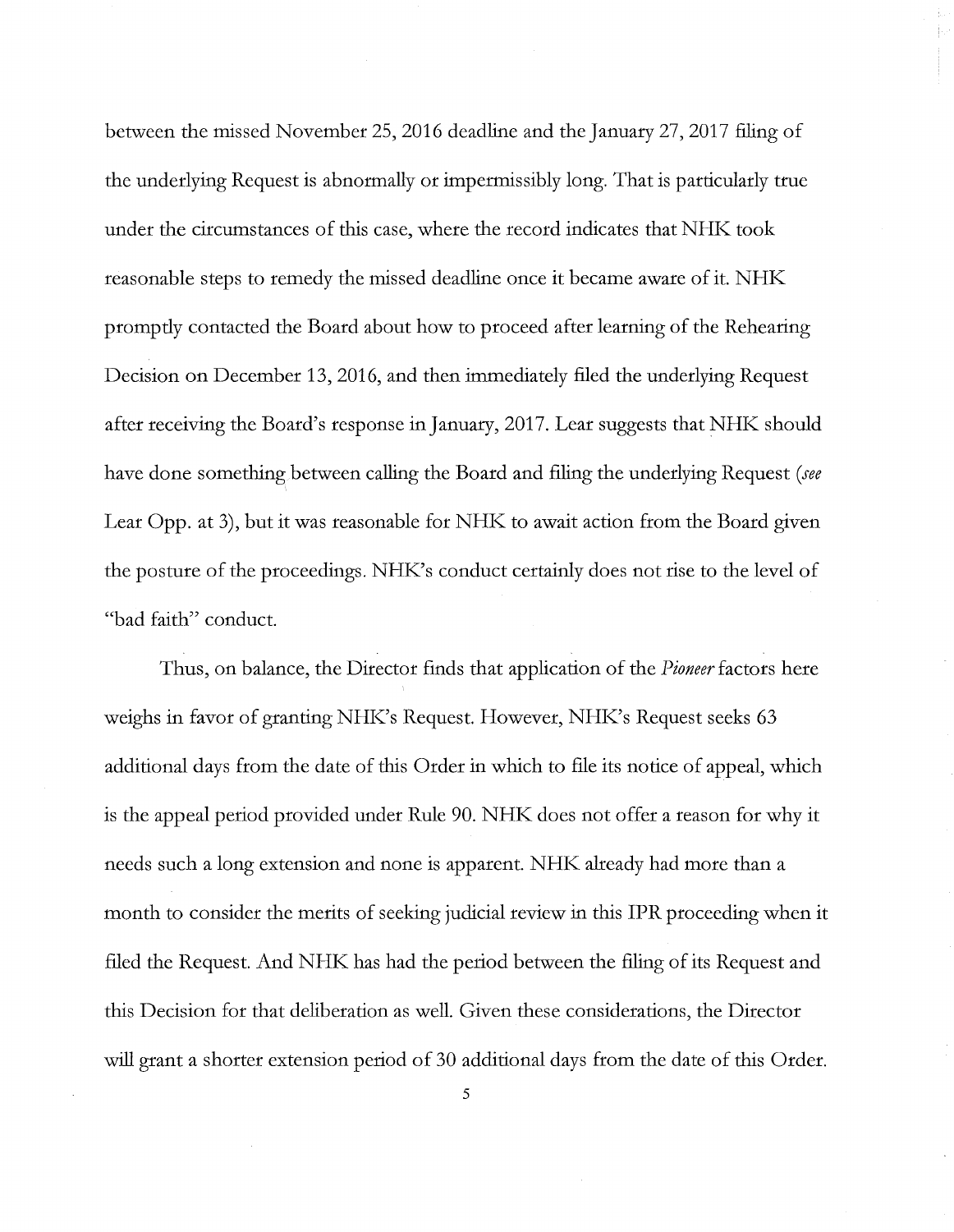between the missed November 25, 2016 deadline and the January 27, 2017 filing of the underlying Request is abnormally or impermissibly long. That is particularly true under the circumstances of this case, where the record indicates that NHK took reasonable steps to remedy the missed deadline once it became aware of it. NHK promptly contacted the Board about how to proceed after learning of the Rehearing Decision on December 13, 2016, and then immediately filed the underlying Request after receiving the Board's response in January, 2017. Lear suggests that NHK should have done something between calling the Board and filing the underlying Request (*see* Lear Opp. at 3), but it was reasonable for NHK to await action from the Board given the posture of the proceedings. NHK's conduct certainly does not rise to the level of "bad faith" conduct.

Thus, on balance, the Director finds that application of the *Pioneer* factors here weighs in favor of granting NHK's Request. However, NHK's Request seeks 63 additional days from the date of this Order in which to file its notice of appeal, which is the appeal period provided under Rule 90. NHK does not offer a reason for why it needs such a long extension and none is apparent. NHK already had more than a month to consider the merits of seeking judicial review in this IPR proceeding when it filed the Request. And NHK has had the period between the filing of its Request and this Decision for that deliberation as well. Given these considerations, the Director will grant a shorter extension period of 30 additional days from the date of this Order.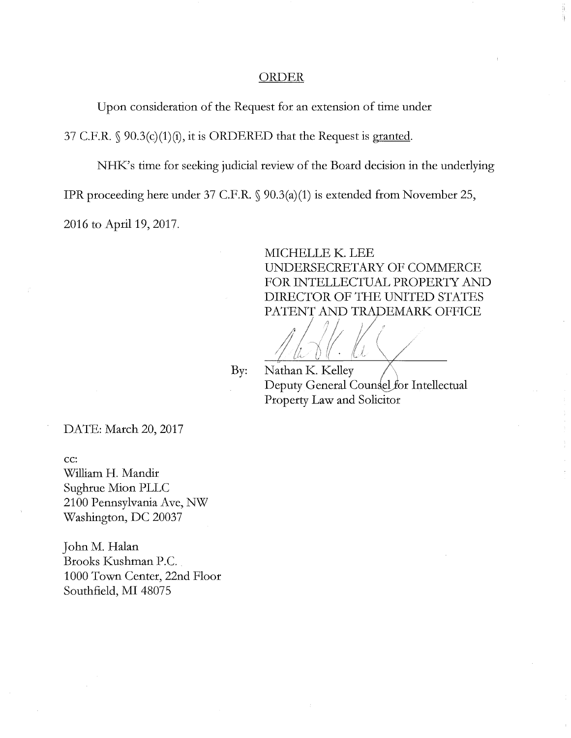ORDER

Upon consideration of the Request for an extension of time under 37 C.F.R. § 90.3(c)(1)(i), it is ORDERED that the Request is granted.

NHK's time for seeking judicial review of the Board decision in the underlying IPR proceeding here under 37 C.F.R. § 90.3(a)(1) is extended from November 25, 2016 to April 19, 2017.

MICHELLE K. LEE
UNDERSECRETARY OF COMMERCE FOR INTELLECTUAL PROPERTY AND DIRECTOR OF THE UNITED STATES PATENT AND TRADEMARK OFFICE

By: Nathan K. Kelley
Deputy General Counsel for Intellectual Property Law and Solicitor

DATE: March 20, 2017

cc:
William H. Mandir
Sughrue Mion PLLC
2100 Pennsylvania Ave, NW
Washington, DC 20037

John M. Halan
Brooks Kushman P.C.
1000 Town Center, 22nd Floor
Southfield, MI 48075